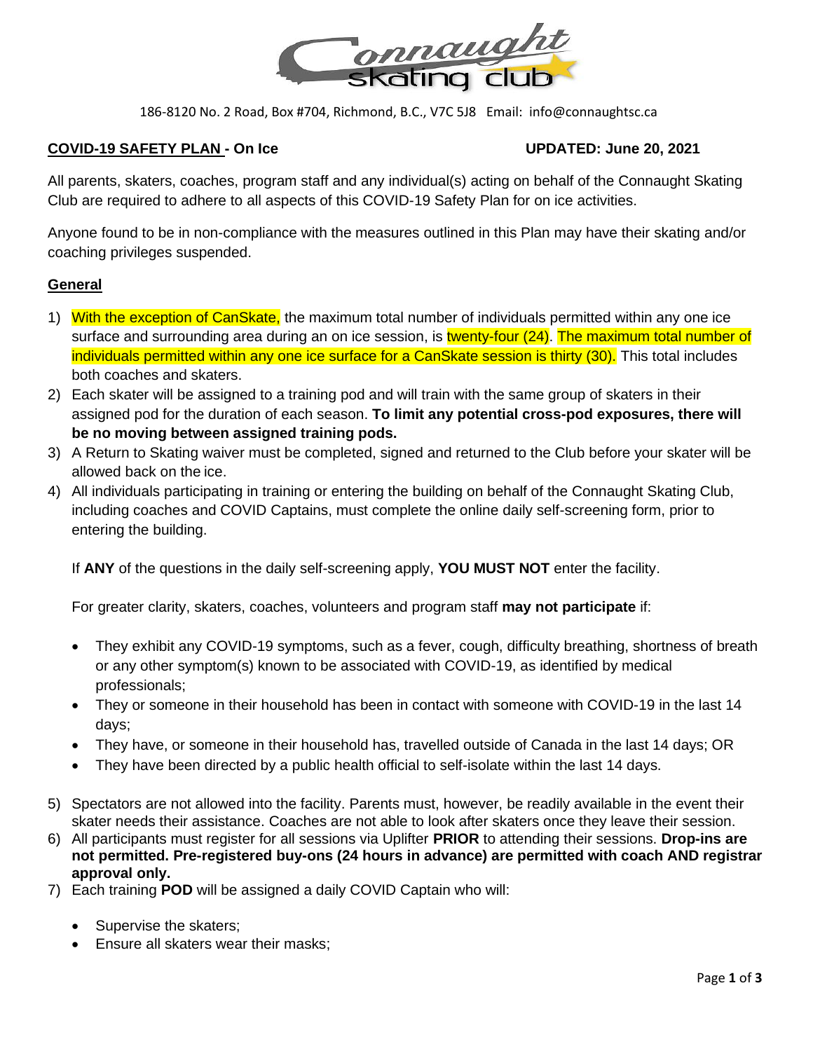186-8120 No. 2 Road, Box #704, Richmond, B.C., V7C 5J8 Email: info@connaughtsc.ca

**COVID-19 SAFETY PLAN - On Ice** **UPDATED: June 20, 2021**

All parents, skaters, coaches, program staff and any individual(s) acting on behalf of the Connaught Skating Club are required to adhere to all aspects of this COVID-19 Safety Plan for on ice activities.

Anyone found to be in non-compliance with the measures outlined in this Plan may have their skating and/or coaching privileges suspended.

## General

1) With the exception of CanSkate, the maximum total number of individuals permitted within any one ice surface and surrounding area during an on ice session, is twenty-four (24). The maximum total number of individuals permitted within any one ice surface for a CanSkate session is thirty (30). This total includes both coaches and skaters.
2) Each skater will be assigned to a training pod and will train with the same group of skaters in their assigned pod for the duration of each season. **To limit any potential cross-pod exposures, there will be no moving between assigned training pods.**
3) A Return to Skating waiver must be completed, signed and returned to the Club before your skater will be allowed back on the ice.
4) All individuals participating in training or entering the building on behalf of the Connaught Skating Club, including coaches and COVID Captains, must complete the online daily self-screening form, prior to entering the building.

   If **ANY** of the questions in the daily self-screening apply, **YOU MUST NOT** enter the facility.

   For greater clarity, skaters, coaches, volunteers and program staff **may not participate** if:

   - They exhibit any COVID-19 symptoms, such as a fever, cough, difficulty breathing, shortness of breath or any other symptom(s) known to be associated with COVID-19, as identified by medical professionals;
   - They or someone in their household has been in contact with someone with COVID-19 in the last 14 days;
   - They have, or someone in their household has, travelled outside of Canada in the last 14 days; OR
   - They have been directed by a public health official to self-isolate within the last 14 days.

5) Spectators are not allowed into the facility. Parents must, however, be readily available in the event their skater needs their assistance. Coaches are not able to look after skaters once they leave their session.
6) All participants must register for all sessions via Uplifter **PRIOR** to attending their sessions. **Drop-ins are not permitted. Pre-registered buy-ons (24 hours in advance) are permitted with coach AND registrar approval only.**
7) Each training **POD** will be assigned a daily COVID Captain who will:

   - Supervise the skaters;
   - Ensure all skaters wear their masks;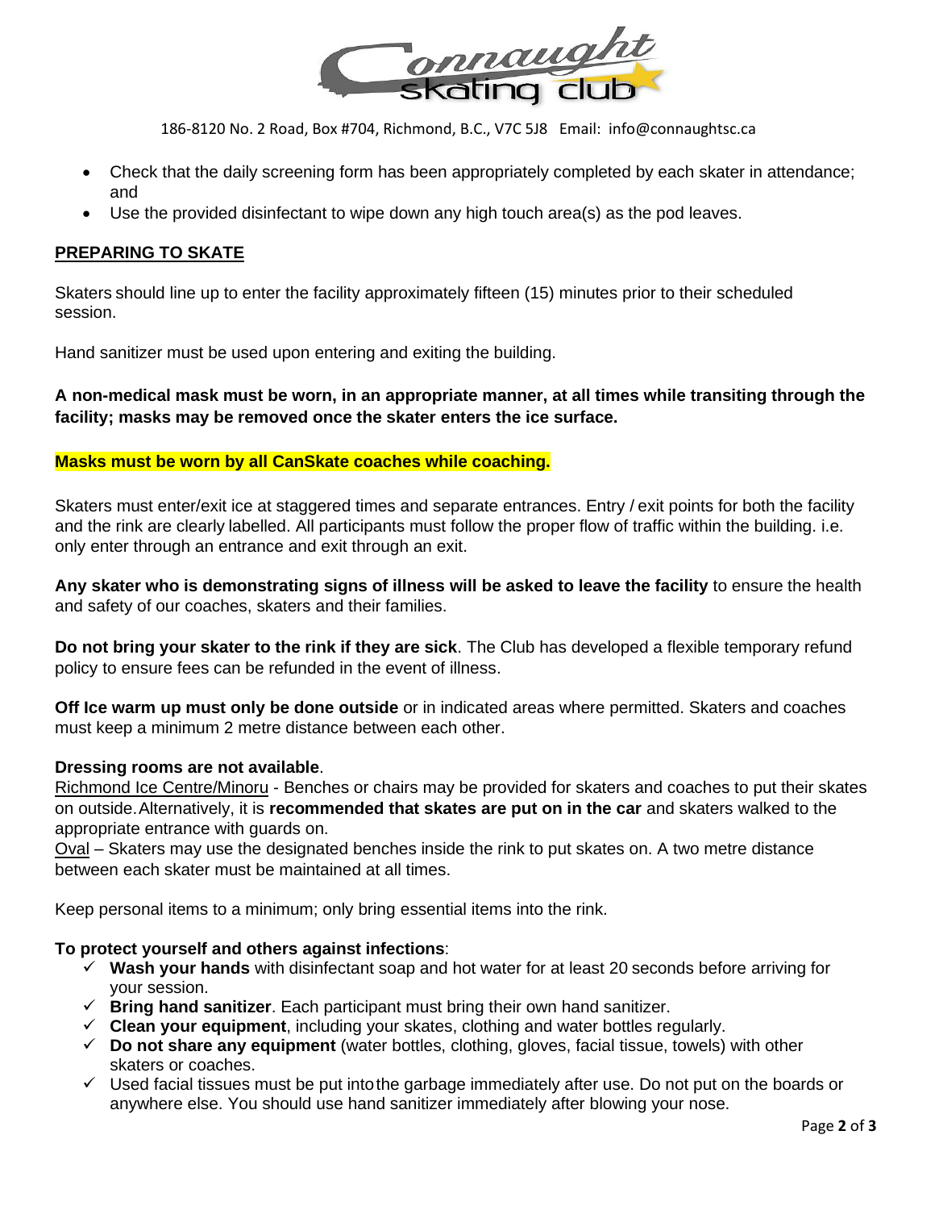186-8120 No. 2 Road, Box #704, Richmond, B.C., V7C 5J8 Email: info@connaughtsc.ca

- Check that the daily screening form has been appropriately completed by each skater in attendance; and
- Use the provided disinfectant to wipe down any high touch area(s) as the pod leaves.

## PREPARING TO SKATE

Skaters should line up to enter the facility approximately fifteen (15) minutes prior to their scheduled session.

Hand sanitizer must be used upon entering and exiting the building.

**A non-medical mask must be worn, in an appropriate manner, at all times while transiting through the facility; masks may be removed once the skater enters the ice surface.**

**Masks must be worn by all CanSkate coaches while coaching.**

Skaters must enter/exit ice at staggered times and separate entrances. Entry / exit points for both the facility and the rink are clearly labelled. All participants must follow the proper flow of traffic within the building. i.e. only enter through an entrance and exit through an exit.

**Any skater who is demonstrating signs of illness will be asked to leave the facility** to ensure the health and safety of our coaches, skaters and their families.

**Do not bring your skater to the rink if they are sick**. The Club has developed a flexible temporary refund policy to ensure fees can be refunded in the event of illness.

**Off Ice warm up must only be done outside** or in indicated areas where permitted. Skaters and coaches must keep a minimum 2 metre distance between each other.

**Dressing rooms are not available**.
Richmond Ice Centre/Minoru - Benches or chairs may be provided for skaters and coaches to put their skates on outside. Alternatively, it is **recommended that skates are put on in the car** and skaters walked to the appropriate entrance with guards on.
Oval – Skaters may use the designated benches inside the rink to put skates on. A two metre distance between each skater must be maintained at all times.

Keep personal items to a minimum; only bring essential items into the rink.

**To protect yourself and others against infections**:

- ✓ **Wash your hands** with disinfectant soap and hot water for at least 20 seconds before arriving for your session.
- ✓ **Bring hand sanitizer**. Each participant must bring their own hand sanitizer.
- ✓ **Clean your equipment**, including your skates, clothing and water bottles regularly.
- ✓ **Do not share any equipment** (water bottles, clothing, gloves, facial tissue, towels) with other skaters or coaches.
- ✓ Used facial tissues must be put into the garbage immediately after use. Do not put on the boards or anywhere else. You should use hand sanitizer immediately after blowing your nose.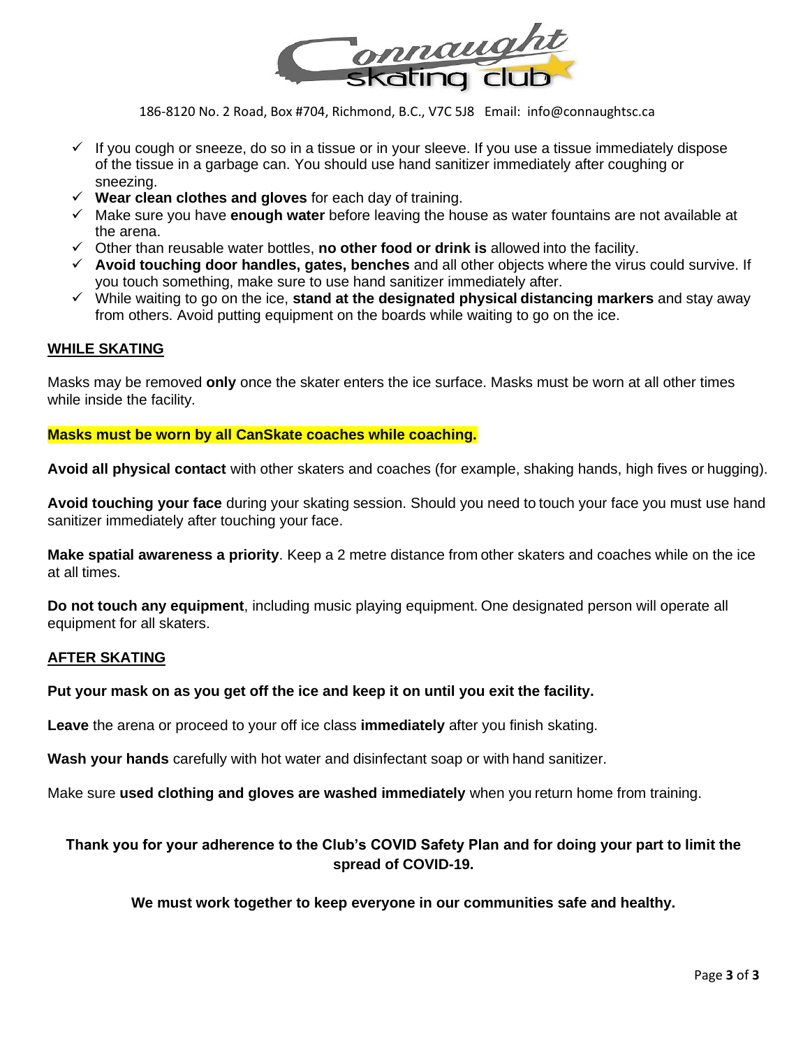186-8120 No. 2 Road, Box #704, Richmond, B.C., V7C 5J8 Email: info@connaughtsc.ca

- ✓ If you cough or sneeze, do so in a tissue or in your sleeve. If you use a tissue immediately dispose of the tissue in a garbage can. You should use hand sanitizer immediately after coughing or sneezing.
- ✓ **Wear clean clothes and gloves** for each day of training.
- ✓ Make sure you have **enough water** before leaving the house as water fountains are not available at the arena.
- ✓ Other than reusable water bottles, **no other food or drink is** allowed into the facility.
- ✓ **Avoid touching door handles, gates, benches** and all other objects where the virus could survive. If you touch something, make sure to use hand sanitizer immediately after.
- ✓ While waiting to go on the ice, **stand at the designated physical distancing markers** and stay away from others. Avoid putting equipment on the boards while waiting to go on the ice.

## WHILE SKATING

Masks may be removed **only** once the skater enters the ice surface. Masks must be worn at all other times while inside the facility.

**Masks must be worn by all CanSkate coaches while coaching.**

**Avoid all physical contact** with other skaters and coaches (for example, shaking hands, high fives or hugging).

**Avoid touching your face** during your skating session. Should you need to touch your face you must use hand sanitizer immediately after touching your face.

**Make spatial awareness a priority**. Keep a 2 metre distance from other skaters and coaches while on the ice at all times.

**Do not touch any equipment**, including music playing equipment. One designated person will operate all equipment for all skaters.

## AFTER SKATING

**Put your mask on as you get off the ice and keep it on until you exit the facility.**

**Leave** the arena or proceed to your off ice class **immediately** after you finish skating.

**Wash your hands** carefully with hot water and disinfectant soap or with hand sanitizer.

Make sure **used clothing and gloves are washed immediately** when you return home from training.

**Thank you for your adherence to the Club's COVID Safety Plan and for doing your part to limit the spread of COVID-19.**

**We must work together to keep everyone in our communities safe and healthy.**